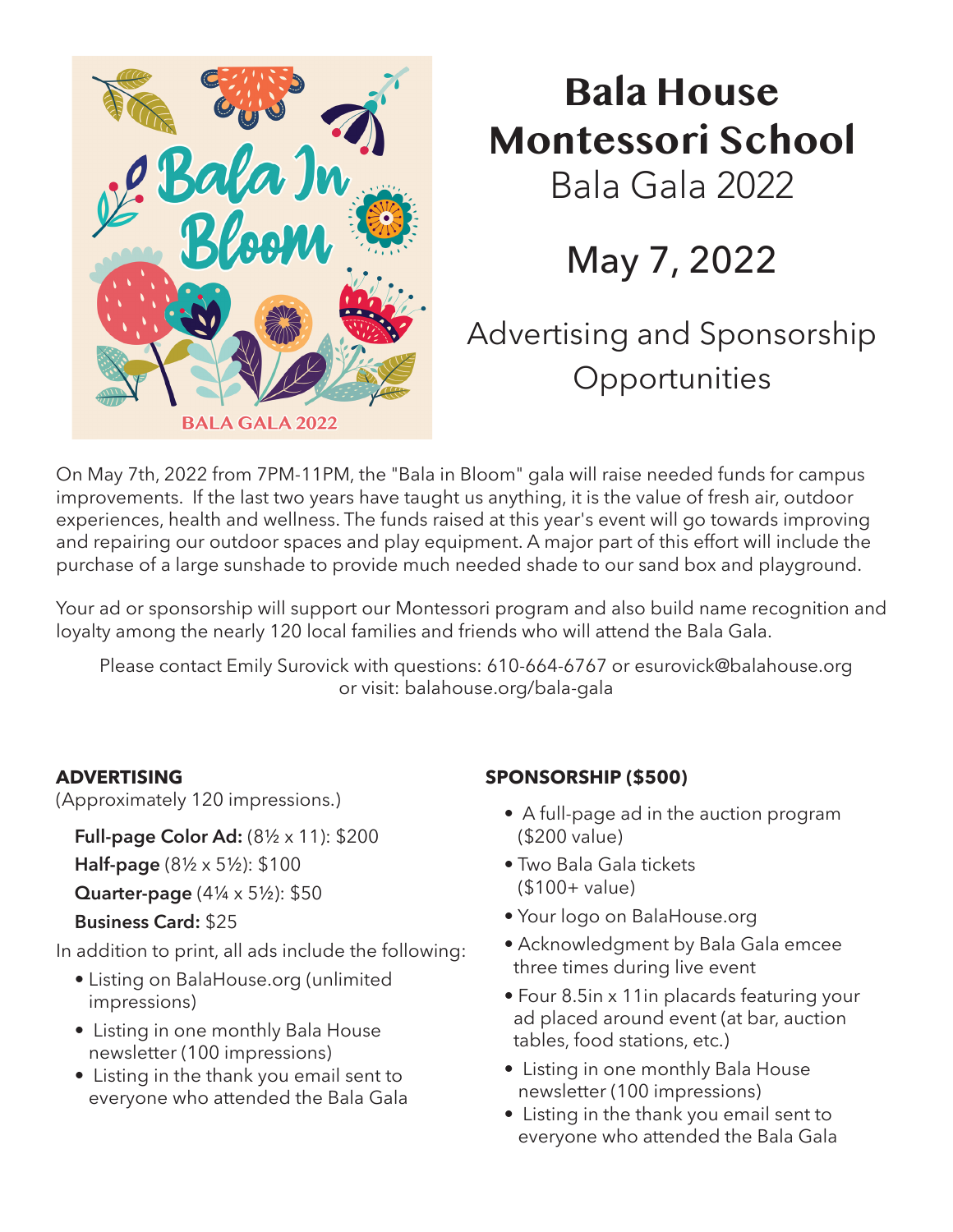# Bala House Montessori School

Bala Gala 2022

## May 7, 2022

## Advertising and Sponsorship Opportunities

On May 7th, 2022 from 7PM-11PM, the "Bala in Bloom" gala will raise needed funds for campus improvements. If the last two years have taught us anything, it is the value of fresh air, outdoor experiences, health and wellness. The funds raised at this year's event will go towards improving and repairing our outdoor spaces and play equipment. A major part of this effort will include the purchase of a large sunshade to provide much needed shade to our sand box and playground.

Your ad or sponsorship will support our Montessori program and also build name recognition and loyalty among the nearly 120 local families and friends who will attend the Bala Gala.

Please contact Emily Surovick with questions: 610-664-6767 or esurovick@balahouse.org
or visit: balahouse.org/bala-gala

**ADVERTISING**
(Approximately 120 impressions.)

**Full-page Color Ad:** (8½ x 11): $200

**Half-page** (8½ x 5½): $100

**Quarter-page** (4¼ x 5½): $50

**Business Card:** $25

In addition to print, all ads include the following:

- Listing on BalaHouse.org (unlimited impressions)
- Listing in one monthly Bala House newsletter (100 impressions)
- Listing in the thank you email sent to everyone who attended the Bala Gala

**SPONSORSHIP ($500)**

- A full-page ad in the auction program ($200 value)
- Two Bala Gala tickets ($100+ value)
- Your logo on BalaHouse.org
- Acknowledgment by Bala Gala emcee three times during live event
- Four 8.5in x 11in placards featuring your ad placed around event (at bar, auction tables, food stations, etc.)
- Listing in one monthly Bala House newsletter (100 impressions)
- Listing in the thank you email sent to everyone who attended the Bala Gala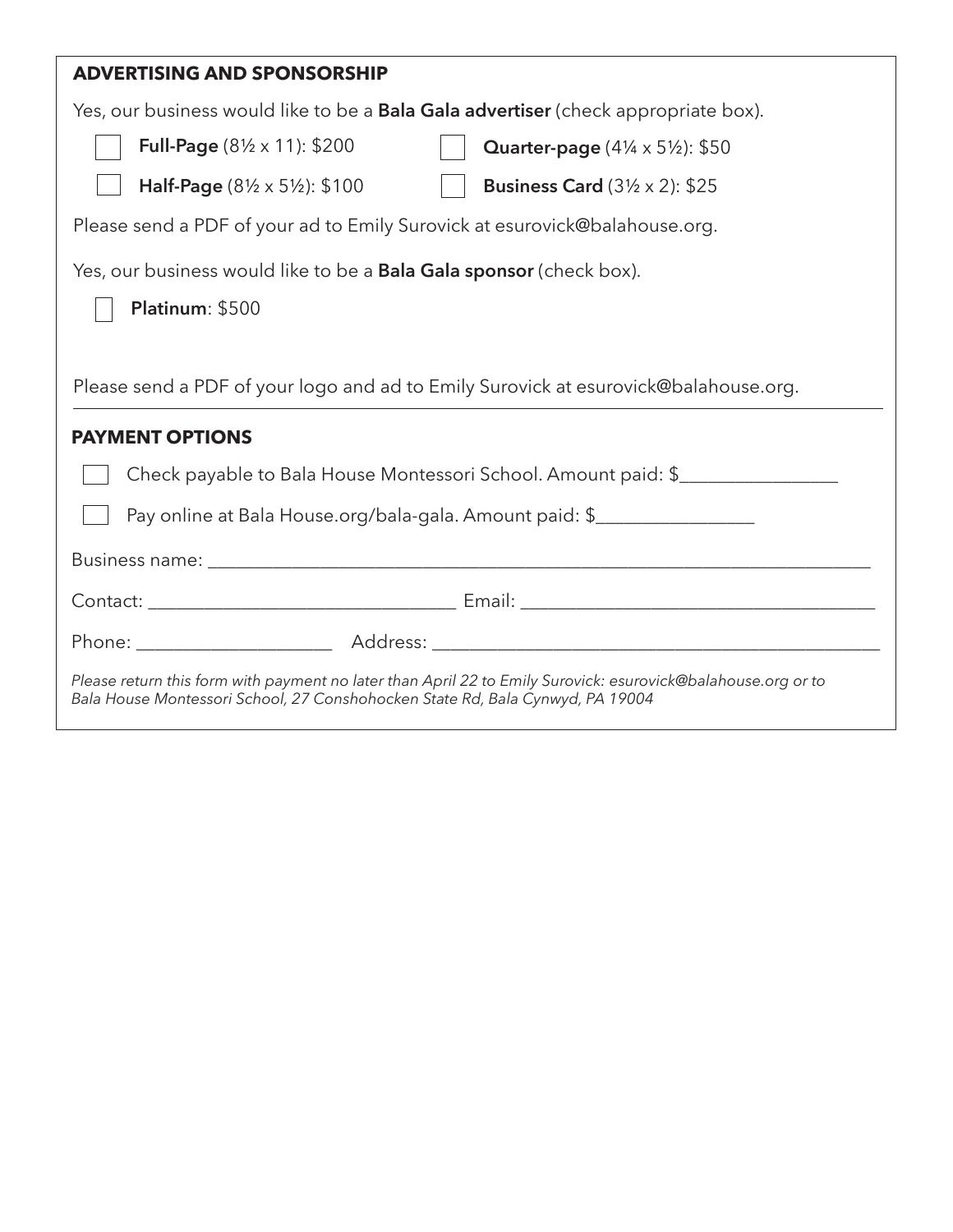## ADVERTISING AND SPONSORSHIP

Yes, our business would like to be a **Bala Gala advertiser** (check appropriate box).

- [ ] **Full-Page** (8½ x 11): $200
- [ ] **Quarter-page** (4¼ x 5½): $50
- [ ] **Half-Page** (8½ x 5½): $100
- [ ] **Business Card** (3½ x 2): $25

Please send a PDF of your ad to Emily Surovick at esurovick@balahouse.org.

Yes, our business would like to be a **Bala Gala sponsor** (check box).

- [ ] **Platinum**: $500

Please send a PDF of your logo and ad to Emily Surovick at esurovick@balahouse.org.

---

## PAYMENT OPTIONS

- [ ] Check payable to Bala House Montessori School. Amount paid: $________________
- [ ] Pay online at Bala House.org/bala-gala. Amount paid: $________________

Business name: ____________________________________________________________________

Contact: _______________________________ Email: ___________________________________

Phone: ____________________ Address: _____________________________________________

*Please return this form with payment no later than April 22 to Emily Surovick: esurovick@balahouse.org or to Bala House Montessori School, 27 Conshohocken State Rd, Bala Cynwyd, PA 19004*